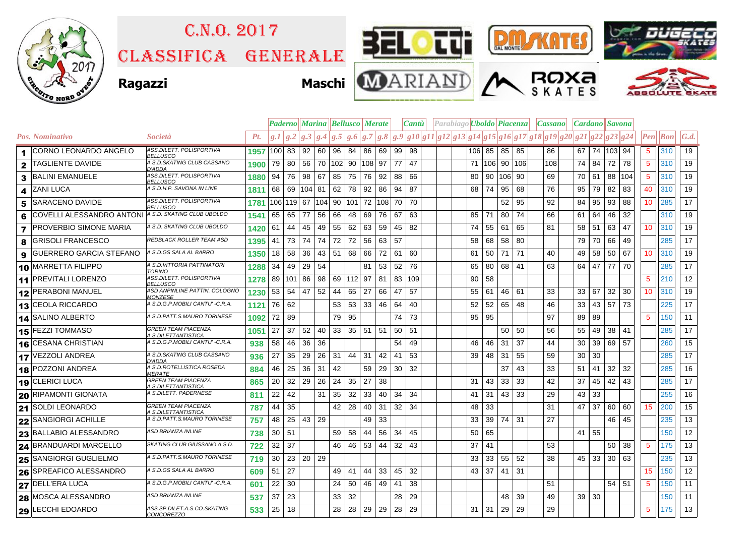# C.N.O. 2017

# Classifica Generale

**Ragazzi** **Maschi**

| | | | | Paderno | | Marina | | Bellusco | | Merate | | Cantù | | Parabiago | | | Uboldo | | Piacenza | | | Cassano | | Cardano | | Savona | | | | |
|---|---|---|---|---|---|---|---|---|---|---|---|---|---|---|---|---|---|---|---|---|---|---|---|---|---|---|---|---|---|---|
| *Pos.* | *Nominativo* | *Società* | *Pt.* | *g.1* | *g.2* | *g.3* | *g.4* | *g.5* | *g.6* | *g.7* | *g.8* | *g.9* | *g10* | *g11* | *g12* | *g13* | *g14* | *g15* | *g16* | *g17* | *g18* | *g19* | *g20* | *g21* | *g22* | *g23* | *g24* | *Pen* | *Bon* | *G.d.* |
| **1** | CORNO LEONARDO ANGELO | ASS.DILETT. POLISPORTIVA BELLUSCO | **1957** | 100 | 83 | 92 | 60 | 96 | 84 | 86 | 69 | 99 | 98 | | | | 106 | 85 | 85 | 85 | | 86 | | 67 | 74 | 103 | 94 | 5 | 310 | 19 |
| **2** | TAGLIENTE DAVIDE | A.S.D.SKATING CLUB CASSANO D'ADDA | **1900** | 79 | 80 | 56 | 70 | 102 | 90 | 108 | 97 | 77 | 47 | | | | 71 | 106 | 90 | 106 | | 108 | | 74 | 84 | 72 | 78 | 5 | 310 | 19 |
| **3** | BALINI EMANUELE | ASS.DILETT. POLISPORTIVA BELLUSCO | **1880** | 94 | 76 | 98 | 67 | 85 | 75 | 76 | 92 | 88 | 66 | | | | 80 | 90 | 106 | 90 | | 69 | | 70 | 61 | 88 | 104 | 5 | 310 | 19 |
| **4** | ZANI LUCA | A.S.D.H.P. SAVONA IN LINE | **1811** | 68 | 69 | 104 | 81 | 62 | 78 | 92 | 86 | 94 | 87 | | | | 68 | 74 | 95 | 68 | | 76 | | 95 | 79 | 82 | 83 | 40 | 310 | 19 |
| **5** | SARACENO DAVIDE | ASS.DILETT. POLISPORTIVA BELLUSCO | **1781** | 106 | 119 | 67 | 104 | 90 | 101 | 72 | 108 | 70 | 70 | | | | | | 52 | 95 | | 92 | | 84 | 95 | 93 | 88 | 10 | 285 | 17 |
| **6** | COVELLI ALESSANDRO ANTONI | A.S.D. SKATING CLUB UBOLDO | **1541** | 65 | 65 | 77 | 56 | 66 | 48 | 69 | 76 | 67 | 63 | | | | 85 | 71 | 80 | 74 | | 66 | | 61 | 64 | 46 | 32 | | 310 | 19 |
| **7** | PROVERBIO SIMONE MARIA | A.S.D. SKATING CLUB UBOLDO | **1420** | 61 | 44 | 45 | 49 | 55 | 62 | 63 | 59 | 45 | 82 | | | | 74 | 55 | 61 | 65 | | 81 | | 58 | 51 | 63 | 47 | 10 | 310 | 19 |
| **8** | GRISOLI FRANCESCO | REDBLACK ROLLER TEAM ASD | **1395** | 41 | 73 | 74 | 74 | 72 | 72 | 56 | 63 | 57 | | | | | 58 | 68 | 58 | 80 | | | | 79 | 70 | 66 | 49 | | 285 | 17 |
| **9** | GUERRERO GARCIA STEFANO | A.S.D.GS SALA AL BARRO | **1350** | 18 | 58 | 36 | 43 | 51 | 68 | 66 | 72 | 61 | 60 | | | | 61 | 50 | 71 | 71 | | 40 | | 49 | 58 | 50 | 67 | 10 | 310 | 19 |
| **10** | MARRETTA FILIPPO | A.S.D.VITTORIA PATTINATORI TORINO | **1288** | 34 | 49 | 29 | 54 | | | 81 | 53 | 52 | 76 | | | | 65 | 80 | 68 | 41 | | 63 | | 64 | 47 | 77 | 70 | | 285 | 17 |
| **11** | PREVITALI LORENZO | ASS.DILETT. POLISPORTIVA BELLUSCO | **1278** | 89 | 101 | 86 | 98 | 69 | 112 | 97 | 81 | 83 | 109 | | | | 90 | 58 | | | | | | | | | | 5 | 210 | 12 |
| **12** | PERABONI MANUEL | ASD ANPINLINE PATTIN. COLOGNO MONZESE | **1230** | 53 | 54 | 47 | 52 | 44 | 65 | 27 | 66 | 47 | 57 | | | | 55 | 61 | 46 | 61 | | 33 | | 33 | 67 | 32 | 30 | 10 | 310 | 19 |
| **13** | CEOLA RICCARDO | A.S.D.G.P.MOBILI CANTU' -C.R.A. | **1121** | 76 | 62 | | | 53 | 53 | 33 | 46 | 64 | 40 | | | | 52 | 52 | 65 | 48 | | 46 | | 33 | 43 | 57 | 73 | | 225 | 17 |
| **14** | SALINO ALBERTO | A.S.D.PATT.S.MAURO TORINESE | **1092** | 72 | 89 | | | 79 | 95 | | | 74 | 73 | | | | 95 | 95 | | | | 97 | | 89 | 89 | | | 5 | 150 | 11 |
| **15** | FEZZI TOMMASO | GREEN TEAM PIACENZA A.S.DILETTANTISTICA | **1051** | 27 | 37 | 52 | 40 | 33 | 35 | 51 | 51 | 50 | 51 | | | | | | 50 | 50 | | 56 | | 55 | 49 | 38 | 41 | | 285 | 17 |
| **16** | CESANA CHRISTIAN | A.S.D.G.P.MOBILI CANTU' -C.R.A. | **938** | 58 | 46 | 36 | 36 | | | | | 54 | 49 | | | | 46 | 46 | 31 | 37 | | 44 | | 30 | 39 | 69 | 57 | | 260 | 15 |
| **17** | VEZZOLI ANDREA | A.S.D.SKATING CLUB CASSANO D'ADDA | **936** | 27 | 35 | 29 | 26 | 31 | 44 | 31 | 42 | 41 | 53 | | | | 39 | 48 | 31 | 55 | | 59 | | 30 | 30 | | | | 285 | 17 |
| **18** | POZZONI ANDREA | A.S.D.ROTELLISTICA ROSEDA MERATE | **884** | 46 | 25 | 36 | 31 | 42 | | 59 | 29 | 30 | 32 | | | | | | 37 | 43 | | 33 | | 51 | 41 | 32 | 32 | | 285 | 16 |
| **19** | CLERICI LUCA | GREEN TEAM PIACENZA A.S.DILETTANTISTICA | **865** | 20 | 32 | 29 | 26 | 24 | 35 | 27 | 38 | | | | | | 31 | 43 | 33 | 33 | | 42 | | 37 | 45 | 42 | 43 | | 285 | 17 |
| **20** | RIPAMONTI GIONATA | A.S.DILETT. PADERNESE | **811** | 22 | 42 | | 31 | 35 | 32 | 33 | 40 | 34 | 34 | | | | 41 | 31 | 43 | 33 | | 29 | | 43 | 33 | | | | 255 | 16 |
| **21** | SOLDI LEONARDO | GREEN TEAM PIACENZA A.S.DILETTANTISTICA | **787** | 44 | 35 | | | 42 | 28 | 40 | 31 | 32 | 34 | | | | 48 | 33 | | | | 31 | | 47 | 37 | 60 | 60 | 15 | 200 | 15 |
| **22** | SANGIORGI ACHILLE | A.S.D.PATT.S.MAURO TORINESE | **757** | 48 | 25 | 43 | 29 | | | 49 | 33 | | | | | | 33 | 39 | 74 | 31 | | 27 | | | | 46 | 45 | | 235 | 13 |
| **23** | BALLABIO ALESSANDRO | ASD BRIANZA INLINE | **738** | 30 | 51 | | | 59 | 58 | 44 | 56 | 34 | 45 | | | | 50 | 65 | | | | | | 41 | 55 | | | | 150 | 12 |
| **24** | BRANDUARDI MARCELLO | SKATING CLUB GIUSSANO A.S.D. | **722** | 32 | 37 | | | 46 | 46 | 53 | 44 | 32 | 43 | | | | 37 | 41 | | | | 53 | | | | 50 | 38 | 5 | 175 | 13 |
| **25** | SANGIORGI GUGLIELMO | A.S.D.PATT.S.MAURO TORINESE | **719** | 30 | 23 | 20 | 29 | | | | | | | | | | 33 | 33 | 55 | 52 | | 38 | | 45 | 33 | 30 | 63 | | 235 | 13 |
| **26** | SPREAFICO ALESSANDRO | A.S.D.GS SALA AL BARRO | **609** | 51 | 27 | | | 49 | 41 | 44 | 33 | 45 | 32 | | | | 43 | 37 | 41 | 31 | | | | | | | | 15 | 150 | 12 |
| **27** | DELL'ERA LUCA | A.S.D.G.P.MOBILI CANTU' -C.R.A. | **601** | 22 | 30 | | | 24 | 50 | 46 | 49 | 41 | 38 | | | | | | | | | 51 | | | | 54 | 51 | 5 | 150 | 11 |
| **28** | MOSCA ALESSANDRO | ASD BRIANZA INLINE | **537** | 37 | 23 | | | 33 | 32 | | | 28 | 29 | | | | | | 48 | 39 | | 49 | | 39 | 30 | | | | 150 | 11 |
| **29** | LECCHI EDOARDO | ASS.SP.DILET.A.S.CO.SKATING CONCOREZZO | **533** | 25 | 18 | | | 28 | 28 | 29 | 29 | 28 | 29 | | | | 31 | 31 | 29 | 29 | | 29 | | | | | | 5 | 175 | 13 |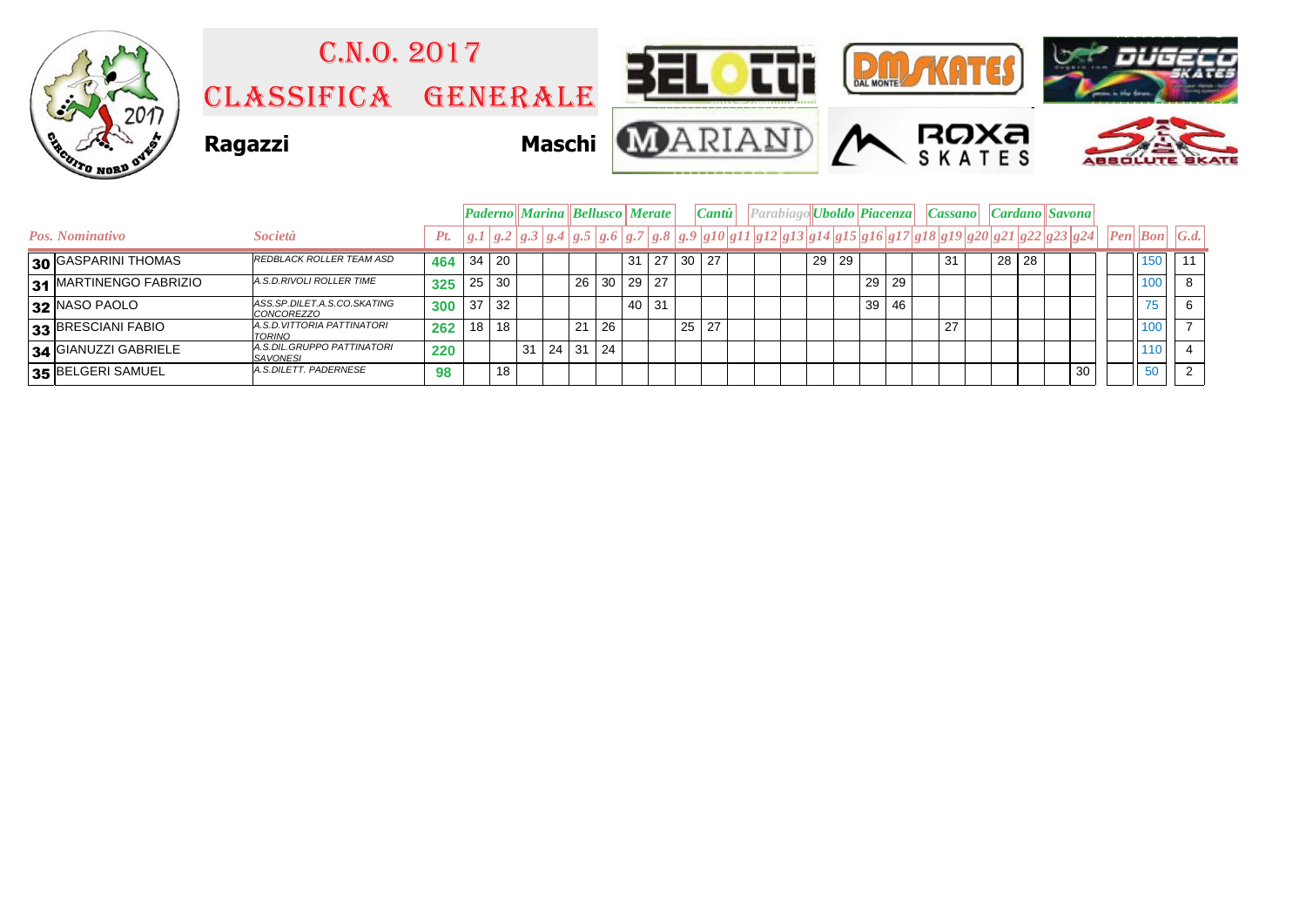# C.N.O. 2017

# Classifica Generale

**Ragazzi** **Maschi**

| | | | | Paderno | | Marina | | Bellusco | | Merate | | | Cantù | | Parabiago | | Uboldo | | Piacenza | | | Cassano | | Cardano | | Savona | | | | |
|---|---|---|---|---|---|---|---|---|---|---|---|---|---|---|---|---|---|---|---|---|---|---|---|---|---|---|---|---|---|---|
| Pos. | Nominativo | Società | Pt. | g.1 | g.2 | g.3 | g.4 | g.5 | g.6 | g.7 | g.8 | g.9 | g10 | g11 | g12 | g13 | g14 | g15 | g16 | g17 | g18 | g19 | g20 | g21 | g22 | g23 | g24 | Pen | Bon | G.d. |
| 30 | GASPARINI THOMAS | REDBLACK ROLLER TEAM ASD | 464 | 34 | 20 | | | | | 31 | 27 | 30 | 27 | | | | 29 | 29 | | | | 31 | | 28 | 28 | | | | 150 | 11 |
| 31 | MARTINENGO FABRIZIO | A.S.D.RIVOLI ROLLER TIME | 325 | 25 | 30 | | | 26 | 30 | 29 | 27 | | | | | | | | 29 | 29 | | | | | | | | | 100 | 8 |
| 32 | NASO PAOLO | ASS.SP.DILET.A.S.CO.SKATING CONCOREZZO | 300 | 37 | 32 | | | | | 40 | 31 | | | | | | | | 39 | 46 | | | | | | | | | 75 | 6 |
| 33 | BRESCIANI FABIO | A.S.D.VITTORIA PATTINATORI TORINO | 262 | 18 | 18 | | | 21 | 26 | | | 25 | 27 | | | | | | | | | 27 | | | | | | | 100 | 7 |
| 34 | GIANUZZI GABRIELE | A.S.DIL.GRUPPO PATTINATORI SAVONESI | 220 | | | 31 | 24 | 31 | 24 | | | | | | | | | | | | | | | | | | | | 110 | 4 |
| 35 | BELGERI SAMUEL | A.S.DILETT. PADERNESE | 98 | | 18 | | | | | | | | | | | | | | | | | | | | | | 30 | | 50 | 2 |